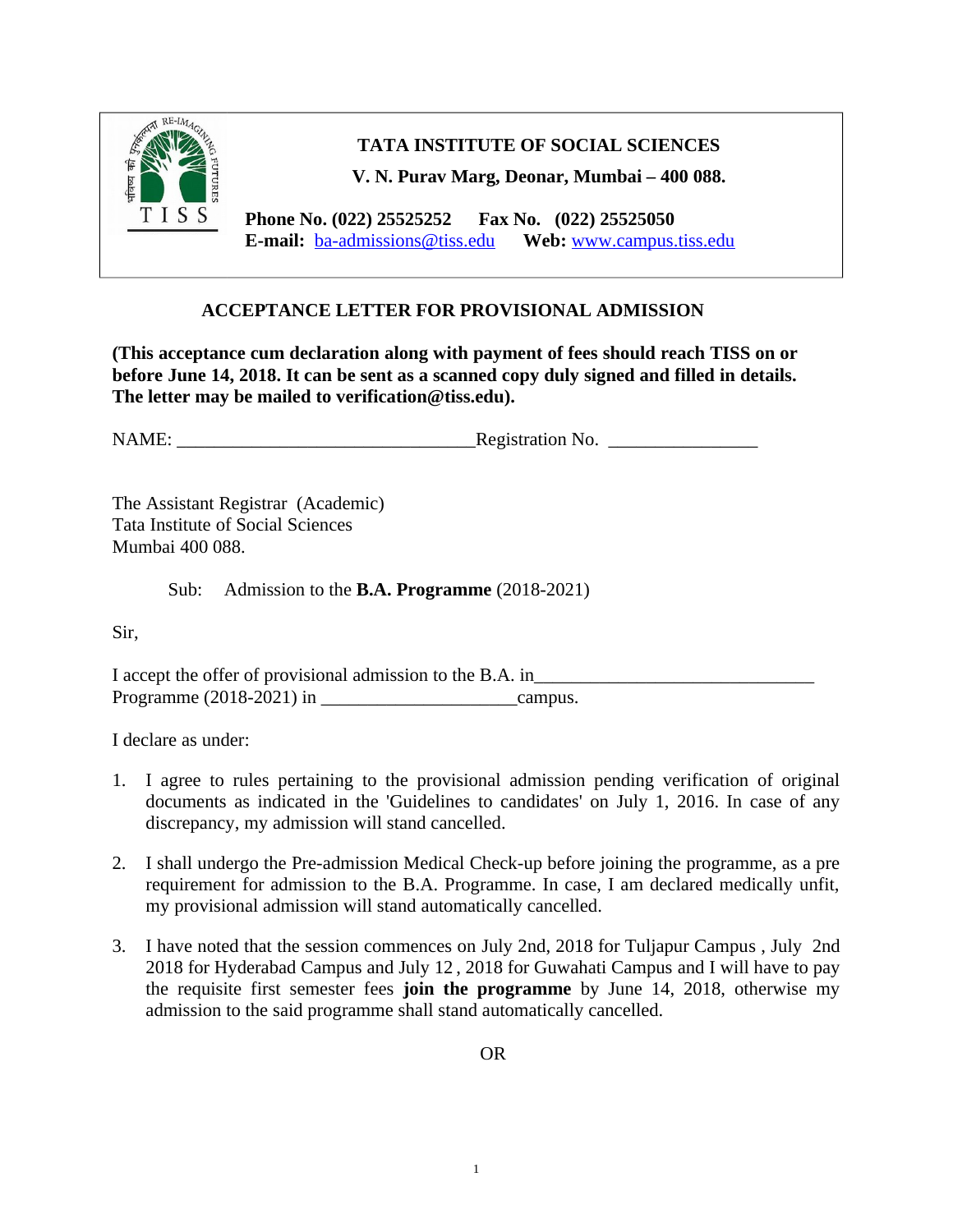**TATA INSTITUTE OF SOCIAL SCIENCES**

**V. N. Purav Marg, Deonar, Mumbai – 400 088.**

**Phone No. (022) 25525252 Fax No. (022) 25525050**
**E-mail:** ba-admissions@tiss.edu **Web:** www.campus.tiss.edu

## ACCEPTANCE LETTER FOR PROVISIONAL ADMISSION

**(This acceptance cum declaration along with payment of fees should reach TISS on or before June 14, 2018. It can be sent as a scanned copy duly signed and filled in details. The letter may be mailed to verification@tiss.edu).**

NAME: _______________________________Registration No. _______________

The Assistant Registrar (Academic)
Tata Institute of Social Sciences
Mumbai 400 088.

Sub: Admission to the **B.A. Programme** (2018-2021)

Sir,

I accept the offer of provisional admission to the B.A. in_____________________________ Programme (2018-2021) in ____________________campus.

I declare as under:

1. I agree to rules pertaining to the provisional admission pending verification of original documents as indicated in the 'Guidelines to candidates' on July 1, 2016. In case of any discrepancy, my admission will stand cancelled.

2. I shall undergo the Pre-admission Medical Check-up before joining the programme, as a pre requirement for admission to the B.A. Programme. In case, I am declared medically unfit, my provisional admission will stand automatically cancelled.

3. I have noted that the session commences on July 2nd, 2018 for Tuljapur Campus , July 2nd 2018 for Hyderabad Campus and July 12 , 2018 for Guwahati Campus and I will have to pay the requisite first semester fees **join the programme** by June 14, 2018, otherwise my admission to the said programme shall stand automatically cancelled.

OR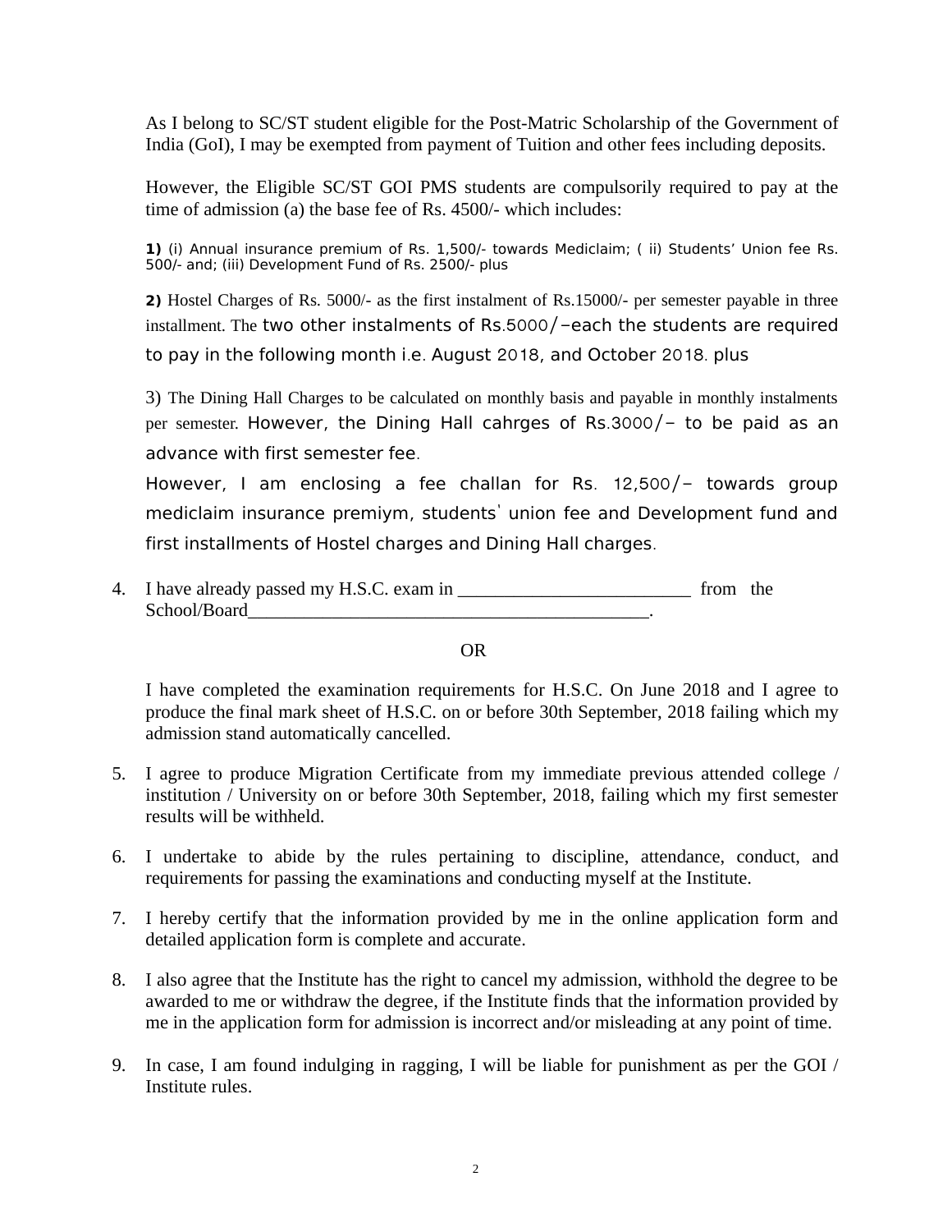As I belong to SC/ST student eligible for the Post-Matric Scholarship of the Government of India (GoI), I may be exempted from payment of Tuition and other fees including deposits.

However, the Eligible SC/ST GOI PMS students are compulsorily required to pay at the time of admission (a) the base fee of Rs. 4500/- which includes:

**1)** (i) Annual insurance premium of Rs. 1,500/- towards Mediclaim; ( ii) Students' Union fee Rs. 500/- and; (iii) Development Fund of Rs. 2500/- plus

**2)** Hostel Charges of Rs. 5000/- as the first instalment of Rs.15000/- per semester payable in three installment. The two other instalments of Rs.5000/–each the students are required to pay in the following month i.e. August 2018, and October 2018. plus

3) The Dining Hall Charges to be calculated on monthly basis and payable in monthly instalments per semester. However, the Dining Hall cahrges of Rs.3000/– to be paid as an advance with first semester fee.

However, I am enclosing a fee challan for Rs. 12,500/– towards group mediclaim insurance premiym, students' union fee and Development fund and first installments of Hostel charges and Dining Hall charges.

4. I have already passed my H.S.C. exam in _________________________ from the School/Board____________________________________________.

OR

I have completed the examination requirements for H.S.C. On June 2018 and I agree to produce the final mark sheet of H.S.C. on or before 30th September, 2018 failing which my admission stand automatically cancelled.

5. I agree to produce Migration Certificate from my immediate previous attended college / institution / University on or before 30th September, 2018, failing which my first semester results will be withheld.

6. I undertake to abide by the rules pertaining to discipline, attendance, conduct, and requirements for passing the examinations and conducting myself at the Institute.

7. I hereby certify that the information provided by me in the online application form and detailed application form is complete and accurate.

8. I also agree that the Institute has the right to cancel my admission, withhold the degree to be awarded to me or withdraw the degree, if the Institute finds that the information provided by me in the application form for admission is incorrect and/or misleading at any point of time.

9. In case, I am found indulging in ragging, I will be liable for punishment as per the GOI / Institute rules.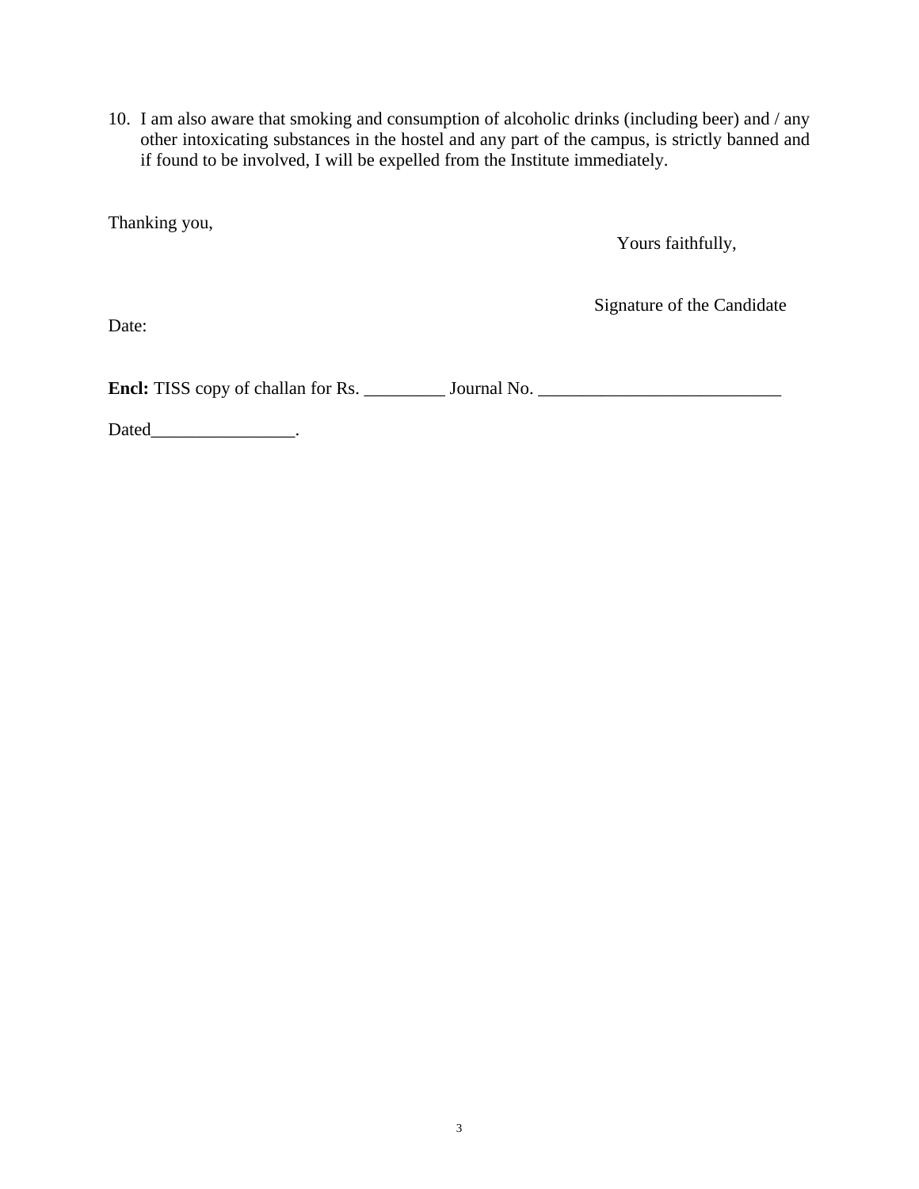10. I am also aware that smoking and consumption of alcoholic drinks (including beer) and / any other intoxicating substances in the hostel and any part of the campus, is strictly banned and if found to be involved, I will be expelled from the Institute immediately.

Thanking you,

Yours faithfully,

Signature of the Candidate

Date:

**Encl:** TISS copy of challan for Rs. _________ Journal No. ___________________________

Dated________________.